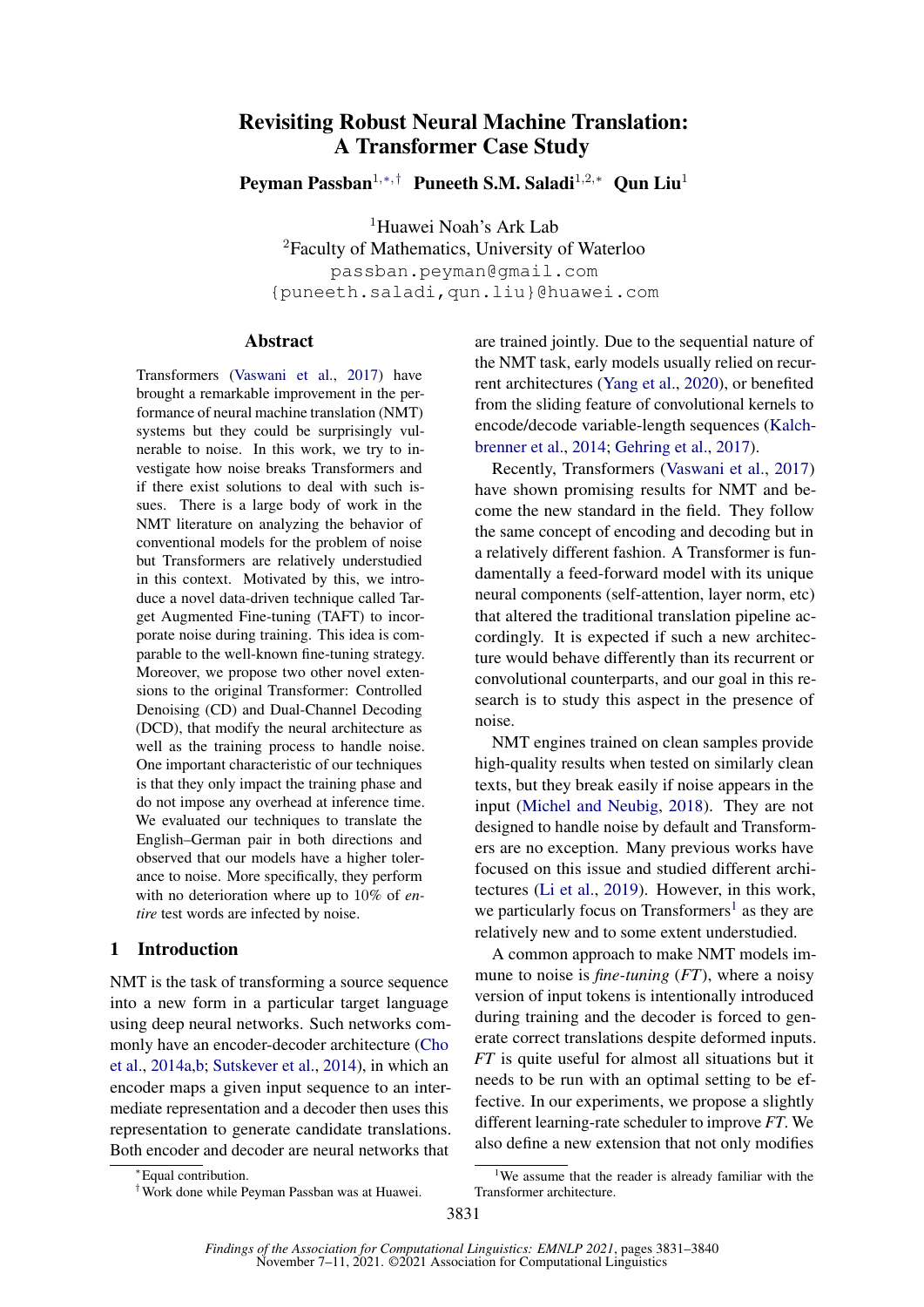# Revisiting Robust Neural Machine Translation: A Transformer Case Study

**Peyman Passban**[1,\*,†] **Puneeth S.M. Saladi**[1,2,\*] **Qun Liu**[1]

[1]Huawei Noah's Ark Lab
[2]Faculty of Mathematics, University of Waterloo
passban.peyman@gmail.com
{puneeth.saladi,qun.liu}@huawei.com

## Abstract

Transformers (Vaswani et al., 2017) have brought a remarkable improvement in the performance of neural machine translation (NMT) systems but they could be surprisingly vulnerable to noise. In this work, we try to investigate how noise breaks Transformers and if there exist solutions to deal with such issues. There is a large body of work in the NMT literature on analyzing the behavior of conventional models for the problem of noise but Transformers are relatively understudied in this context. Motivated by this, we introduce a novel data-driven technique called Target Augmented Fine-tuning (TAFT) to incorporate noise during training. This idea is comparable to the well-known fine-tuning strategy. Moreover, we propose two other novel extensions to the original Transformer: Controlled Denoising (CD) and Dual-Channel Decoding (DCD), that modify the neural architecture as well as the training process to handle noise. One important characteristic of our techniques is that they only impact the training phase and do not impose any overhead at inference time. We evaluated our techniques to translate the English–German pair in both directions and observed that our models have a higher tolerance to noise. More specifically, they perform with no deterioration where up to 10% of *entire* test words are infected by noise.

## 1 Introduction

NMT is the task of transforming a source sequence into a new form in a particular target language using deep neural networks. Such networks commonly have an encoder-decoder architecture (Cho et al., 2014a,b; Sutskever et al., 2014), in which an encoder maps a given input sequence to an intermediate representation and a decoder then uses this representation to generate candidate translations. Both encoder and decoder are neural networks that are trained jointly. Due to the sequential nature of the NMT task, early models usually relied on recurrent architectures (Yang et al., 2020), or benefited from the sliding feature of convolutional kernels to encode/decode variable-length sequences (Kalchbrenner et al., 2014; Gehring et al., 2017).

Recently, Transformers (Vaswani et al., 2017) have shown promising results for NMT and become the new standard in the field. They follow the same concept of encoding and decoding but in a relatively different fashion. A Transformer is fundamentally a feed-forward model with its unique neural components (self-attention, layer norm, etc) that altered the traditional translation pipeline accordingly. It is expected if such a new architecture would behave differently than its recurrent or convolutional counterparts, and our goal in this research is to study this aspect in the presence of noise.

NMT engines trained on clean samples provide high-quality results when tested on similarly clean texts, but they break easily if noise appears in the input (Michel and Neubig, 2018). They are not designed to handle noise by default and Transformers are no exception. Many previous works have focused on this issue and studied different architectures (Li et al., 2019). However, in this work, we particularly focus on Transformers[1] as they are relatively new and to some extent understudied.

A common approach to make NMT models immune to noise is *fine-tuning* (*FT*), where a noisy version of input tokens is intentionally introduced during training and the decoder is forced to generate correct translations despite deformed inputs. *FT* is quite useful for almost all situations but it needs to be run with an optimal setting to be effective. In our experiments, we propose a slightly different learning-rate scheduler to improve *FT*. We also define a new extension that not only modifies

\*Equal contribution.
†Work done while Peyman Passban was at Huawei.

[1]We assume that the reader is already familiar with the Transformer architecture.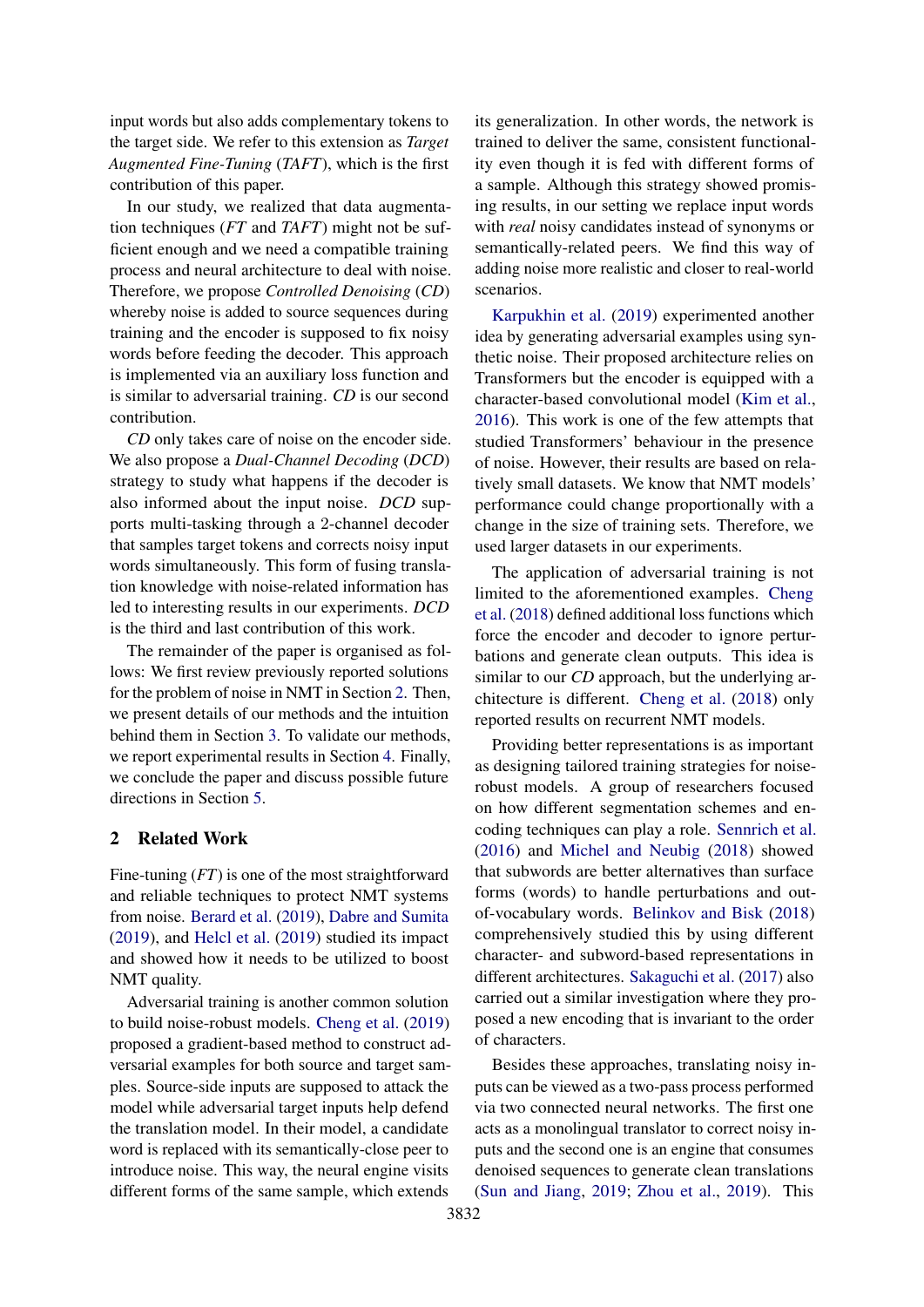input words but also adds complementary tokens to the target side. We refer to this extension as *Target Augmented Fine-Tuning* (*TAFT*), which is the first contribution of this paper.

In our study, we realized that data augmentation techniques (*FT* and *TAFT*) might not be sufficient enough and we need a compatible training process and neural architecture to deal with noise. Therefore, we propose *Controlled Denoising* (*CD*) whereby noise is added to source sequences during training and the encoder is supposed to fix noisy words before feeding the decoder. This approach is implemented via an auxiliary loss function and is similar to adversarial training. *CD* is our second contribution.

*CD* only takes care of noise on the encoder side. We also propose a *Dual-Channel Decoding* (*DCD*) strategy to study what happens if the decoder is also informed about the input noise. *DCD* supports multi-tasking through a 2-channel decoder that samples target tokens and corrects noisy input words simultaneously. This form of fusing translation knowledge with noise-related information has led to interesting results in our experiments. *DCD* is the third and last contribution of this work.

The remainder of the paper is organised as follows: We first review previously reported solutions for the problem of noise in NMT in Section 2. Then, we present details of our methods and the intuition behind them in Section 3. To validate our methods, we report experimental results in Section 4. Finally, we conclude the paper and discuss possible future directions in Section 5.

## 2 Related Work

Fine-tuning (*FT*) is one of the most straightforward and reliable techniques to protect NMT systems from noise. Berard et al. (2019), Dabre and Sumita (2019), and Helcl et al. (2019) studied its impact and showed how it needs to be utilized to boost NMT quality.

Adversarial training is another common solution to build noise-robust models. Cheng et al. (2019) proposed a gradient-based method to construct adversarial examples for both source and target samples. Source-side inputs are supposed to attack the model while adversarial target inputs help defend the translation model. In their model, a candidate word is replaced with its semantically-close peer to introduce noise. This way, the neural engine visits different forms of the same sample, which extends its generalization. In other words, the network is trained to deliver the same, consistent functionality even though it is fed with different forms of a sample. Although this strategy showed promising results, in our setting we replace input words with *real* noisy candidates instead of synonyms or semantically-related peers. We find this way of adding noise more realistic and closer to real-world scenarios.

Karpukhin et al. (2019) experimented another idea by generating adversarial examples using synthetic noise. Their proposed architecture relies on Transformers but the encoder is equipped with a character-based convolutional model (Kim et al., 2016). This work is one of the few attempts that studied Transformers' behaviour in the presence of noise. However, their results are based on relatively small datasets. We know that NMT models' performance could change proportionally with a change in the size of training sets. Therefore, we used larger datasets in our experiments.

The application of adversarial training is not limited to the aforementioned examples. Cheng et al. (2018) defined additional loss functions which force the encoder and decoder to ignore perturbations and generate clean outputs. This idea is similar to our *CD* approach, but the underlying architecture is different. Cheng et al. (2018) only reported results on recurrent NMT models.

Providing better representations is as important as designing tailored training strategies for noise-robust models. A group of researchers focused on how different segmentation schemes and encoding techniques can play a role. Sennrich et al. (2016) and Michel and Neubig (2018) showed that subwords are better alternatives than surface forms (words) to handle perturbations and out-of-vocabulary words. Belinkov and Bisk (2018) comprehensively studied this by using different character- and subword-based representations in different architectures. Sakaguchi et al. (2017) also carried out a similar investigation where they proposed a new encoding that is invariant to the order of characters.

Besides these approaches, translating noisy inputs can be viewed as a two-pass process performed via two connected neural networks. The first one acts as a monolingual translator to correct noisy inputs and the second one is an engine that consumes denoised sequences to generate clean translations (Sun and Jiang, 2019; Zhou et al., 2019). This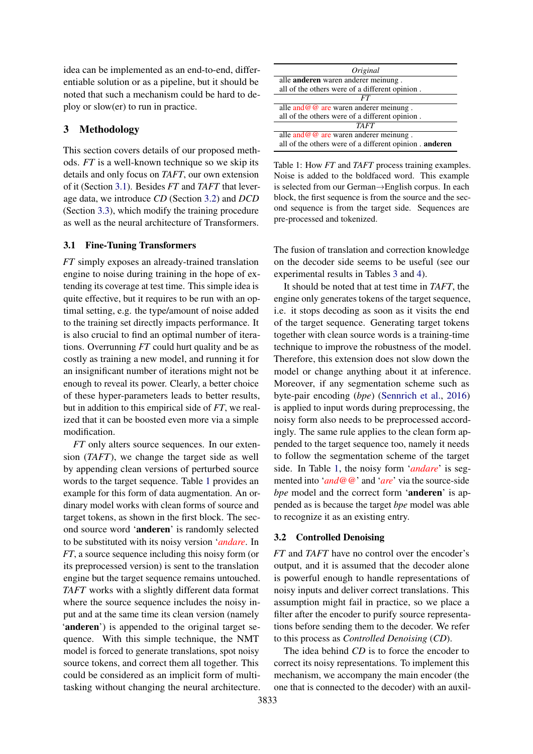idea can be implemented as an end-to-end, differentiable solution or as a pipeline, but it should be noted that such a mechanism could be hard to deploy or slow(er) to run in practice.

## 3 Methodology

This section covers details of our proposed methods. *FT* is a well-known technique so we skip its details and only focus on *TAFT*, our own extension of it (Section 3.1). Besides *FT* and *TAFT* that leverage data, we introduce *CD* (Section 3.2) and *DCD* (Section 3.3), which modify the training procedure as well as the neural architecture of Transformers.

### 3.1 Fine-Tuning Transformers

*FT* simply exposes an already-trained translation engine to noise during training in the hope of extending its coverage at test time. This simple idea is quite effective, but it requires to be run with an optimal setting, e.g. the type/amount of noise added to the training set directly impacts performance. It is also crucial to find an optimal number of iterations. Overrunning *FT* could hurt quality and be as costly as training a new model, and running it for an insignificant number of iterations might not be enough to reveal its power. Clearly, a better choice of these hyper-parameters leads to better results, but in addition to this empirical side of *FT*, we realized that it can be boosted even more via a simple modification.

*FT* only alters source sequences. In our extension (*TAFT*), we change the target side as well by appending clean versions of perturbed source words to the target sequence. Table 1 provides an example for this form of data augmentation. An ordinary model works with clean forms of source and target tokens, as shown in the first block. The second source word '**anderen**' is randomly selected to be substituted with its noisy version '*andare*'. In *FT*, a source sequence including this noisy form (or its preprocessed version) is sent to the translation engine but the target sequence remains untouched. *TAFT* works with a slightly different data format where the source sequence includes the noisy input and at the same time its clean version (namely '**anderen**') is appended to the original target sequence. With this simple technique, the NMT model is forced to generate translations, spot noisy source tokens, and correct them all together. This could be considered as an implicit form of multi-tasking without changing the neural architecture.

| *Original* |
|---|
| alle **anderen** waren anderer meinung . |
| all of the others were of a different opinion . |
| *FT* |
| alle and@@ are waren anderer meinung . |
| all of the others were of a different opinion . |
| *TAFT* |
| alle and@@ are waren anderer meinung . |
| all of the others were of a different opinion . **anderen** |

Table 1: How *FT* and *TAFT* process training examples. Noise is added to the boldfaced word. This example is selected from our German→English corpus. In each block, the first sequence is from the source and the second sequence is from the target side. Sequences are pre-processed and tokenized.

The fusion of translation and correction knowledge on the decoder side seems to be useful (see our experimental results in Tables 3 and 4).

It should be noted that at test time in *TAFT*, the engine only generates tokens of the target sequence, i.e. it stops decoding as soon as it visits the end of the target sequence. Generating target tokens together with clean source words is a training-time technique to improve the robustness of the model. Therefore, this extension does not slow down the model or change anything about it at inference. Moreover, if any segmentation scheme such as byte-pair encoding (*bpe*) (Sennrich et al., 2016) is applied to input words during preprocessing, the noisy form also needs to be preprocessed accordingly. The same rule applies to the clean form appended to the target sequence too, namely it needs to follow the segmentation scheme of the target side. In Table 1, the noisy form '*andare*' is segmented into '*and@@*' and '*are*' via the source-side *bpe* model and the correct form '**anderen**' is appended as is because the target *bpe* model was able to recognize it as an existing entry.

### 3.2 Controlled Denoising

*FT* and *TAFT* have no control over the encoder's output, and it is assumed that the decoder alone is powerful enough to handle representations of noisy inputs and deliver correct translations. This assumption might fail in practice, so we place a filter after the encoder to purify source representations before sending them to the decoder. We refer to this process as *Controlled Denoising* (*CD*).

The idea behind *CD* is to force the encoder to correct its noisy representations. To implement this mechanism, we accompany the main encoder (the one that is connected to the decoder) with an auxil-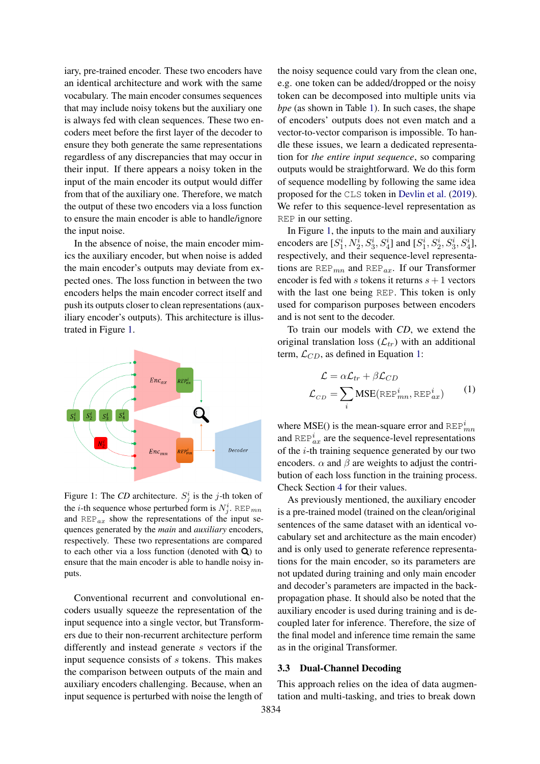iary, pre-trained encoder. These two encoders have an identical architecture and work with the same vocabulary. The main encoder consumes sequences that may include noisy tokens but the auxiliary one is always fed with clean sequences. These two encoders meet before the first layer of the decoder to ensure they both generate the same representations regardless of any discrepancies that may occur in their input. If there appears a noisy token in the input of the main encoder its output would differ from that of the auxiliary one. Therefore, we match the output of these two encoders via a loss function to ensure the main encoder is able to handle/ignore the input noise.

In the absence of noise, the main encoder mimics the auxiliary encoder, but when noise is added the main encoder's outputs may deviate from expected ones. The loss function in between the two encoders helps the main encoder correct itself and push its outputs closer to clean representations (auxiliary encoder's outputs). This architecture is illustrated in Figure 1.

Figure 1: The *CD* architecture. $S^i_j$ is the $j$-th token of the $i$-th sequence whose perturbed form is $N^i_j$. $\texttt{REP}_{mn}$ and $\texttt{REP}_{ax}$ show the representations of the input sequences generated by the *main* and *auxiliary* encoders, respectively. These two representations are compared to each other via a loss function (denoted with 🔍) to ensure that the main encoder is able to handle noisy inputs.

Conventional recurrent and convolutional encoders usually squeeze the representation of the input sequence into a single vector, but Transformers due to their non-recurrent architecture perform differently and instead generate $s$ vectors if the input sequence consists of $s$ tokens. This makes the comparison between outputs of the main and auxiliary encoders challenging. Because, when an input sequence is perturbed with noise the length of the noisy sequence could vary from the clean one, e.g. one token can be added/dropped or the noisy token can be decomposed into multiple units via *bpe* (as shown in Table 1). In such cases, the shape of encoders' outputs does not even match and a vector-to-vector comparison is impossible. To handle these issues, we learn a dedicated representation for *the entire input sequence*, so comparing outputs would be straightforward. We do this form of sequence modelling by following the same idea proposed for the `CLS` token in Devlin et al. (2019). We refer to this sequence-level representation as `REP` in our setting.

In Figure 1, the inputs to the main and auxiliary encoders are $[S^i_1, N^i_2, S^i_3, S^i_4]$ and $[S^i_1, S^i_2, S^i_3, S^i_4]$, respectively, and their sequence-level representations are $\texttt{REP}_{mn}$ and $\texttt{REP}_{ax}$. If our Transformer encoder is fed with $s$ tokens it returns $s+1$ vectors with the last one being `REP`. This token is only used for comparison purposes between encoders and is not sent to the decoder.

To train our models with *CD*, we extend the original translation loss ($\mathcal{L}_{tr}$) with an additional term, $\mathcal{L}_{CD}$, as defined in Equation 1:

$$
\begin{aligned}
\mathcal{L} &= \alpha\mathcal{L}_{tr} + \beta\mathcal{L}_{CD} \\
\mathcal{L}_{CD} &= \sum_i \text{MSE}(\texttt{REP}^i_{mn}, \texttt{REP}^i_{ax})
\end{aligned}
\tag{1}
$$

where MSE() is the mean-square error and $\texttt{REP}^i_{mn}$ and $\texttt{REP}^i_{ax}$ are the sequence-level representations of the $i$-th training sequence generated by our two encoders. $\alpha$ and $\beta$ are weights to adjust the contribution of each loss function in the training process. Check Section 4 for their values.

As previously mentioned, the auxiliary encoder is a pre-trained model (trained on the clean/original sentences of the same dataset with an identical vocabulary set and architecture as the main encoder) and is only used to generate reference representations for the main encoder, so its parameters are not updated during training and only main encoder and decoder's parameters are impacted in the back-propagation phase. It should also be noted that the auxiliary encoder is used during training and is decoupled later for inference. Therefore, the size of the final model and inference time remain the same as in the original Transformer.

### 3.3 Dual-Channel Decoding

This approach relies on the idea of data augmentation and multi-tasking, and tries to break down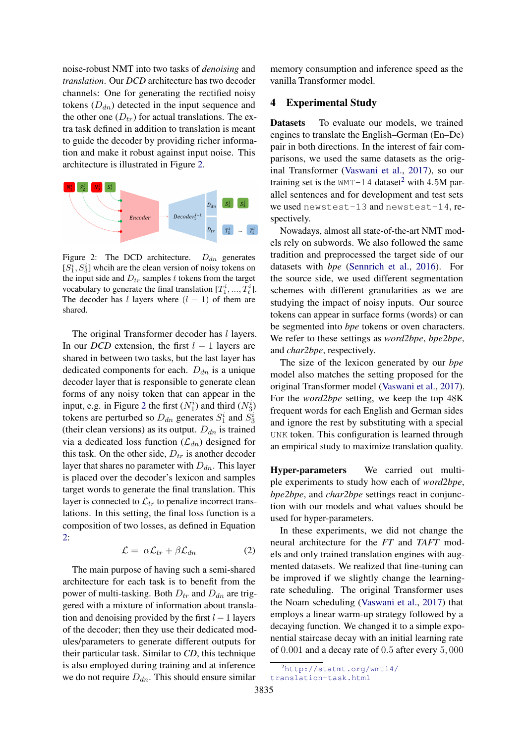noise-robust NMT into two tasks of *denoising* and *translation*. Our *DCD* architecture has two decoder channels: One for generating the rectified noisy tokens ($D_{dn}$) detected in the input sequence and the other one ($D_{tr}$) for actual translations. The extra task defined in addition to translation is meant to guide the decoder by providing richer information and make it robust against input noise. This architecture is illustrated in Figure 2.

Figure 2: The DCD architecture. $D_{dn}$ generates $[S_1^i, S_3^i]$ whcih are the clean version of noisy tokens on the input side and $D_{tr}$ samples $t$ tokens from the target vocabulary to generate the final translation $[T_1^i, ..., T_t^i]$. The decoder has $l$ layers where $(l-1)$ of them are shared.

The original Transformer decoder has $l$ layers. In our *DCD* extension, the first $l-1$ layers are shared in between two tasks, but the last layer has dedicated components for each. $D_{dn}$ is a unique decoder layer that is responsible to generate clean forms of any noisy token that can appear in the input, e.g. in Figure 2 the first ($N_1^i$) and third ($N_3^i$) tokens are perturbed so $D_{dn}$ generates $S_1^i$ and $S_3^i$ (their clean versions) as its output. $D_{dn}$ is trained via a dedicated loss function ($\mathcal{L}_{dn}$) designed for this task. On the other side, $D_{tr}$ is another decoder layer that shares no parameter with $D_{dn}$. This layer is placed over the decoder's lexicon and samples target words to generate the final translation. This layer is connected to $\mathcal{L}_{tr}$ to penalize incorrect translations. In this setting, the final loss function is a composition of two losses, as defined in Equation 2:

$$\mathcal{L} = \alpha\mathcal{L}_{tr} + \beta\mathcal{L}_{dn} \tag{2}$$

The main purpose of having such a semi-shared architecture for each task is to benefit from the power of multi-tasking. Both $D_{tr}$ and $D_{dn}$ are triggered with a mixture of information about translation and denoising provided by the first $l-1$ layers of the decoder; then they use their dedicated modules/parameters to generate different outputs for their particular task. Similar to *CD*, this technique is also employed during training and at inference we do not require $D_{dn}$. This should ensure similar memory consumption and inference speed as the vanilla Transformer model.

## 4 Experimental Study

**Datasets** To evaluate our models, we trained engines to translate the English–German (En–De) pair in both directions. In the interest of fair comparisons, we used the same datasets as the original Transformer (Vaswani et al., 2017), so our training set is the `WMT-14` dataset[2] with 4.5M parallel sentences and for development and test sets we used `newstest-13` and `newstest-14`, respectively.

Nowadays, almost all state-of-the-art NMT models rely on subwords. We also followed the same tradition and preprocessed the target side of our datasets with *bpe* (Sennrich et al., 2016). For the source side, we used different segmentation schemes with different granularities as we are studying the impact of noisy inputs. Our source tokens can appear in surface forms (words) or can be segmented into *bpe* tokens or oven characters. We refer to these settings as *word2bpe*, *bpe2bpe*, and *char2bpe*, respectively.

The size of the lexicon generated by our *bpe* model also matches the setting proposed for the original Transformer model (Vaswani et al., 2017). For the *word2bpe* setting, we keep the top 48K frequent words for each English and German sides and ignore the rest by substituting with a special `UNK` token. This configuration is learned through an empirical study to maximize translation quality.

**Hyper-parameters** We carried out multiple experiments to study how each of *word2bpe*, *bpe2bpe*, and *char2bpe* settings react in conjunction with our models and what values should be used for hyper-parameters.

In these experiments, we did not change the neural architecture for the *FT* and *TAFT* models and only trained translation engines with augmented datasets. We realized that fine-tuning can be improved if we slightly change the learning-rate scheduling. The original Transformer uses the Noam scheduling (Vaswani et al., 2017) that employs a linear warm-up strategy followed by a decaying function. We changed it to a simple exponential staircase decay with an initial learning rate of 0.001 and a decay rate of 0.5 after every 5,000

[2] `http://statmt.org/wmt14/translation-task.html`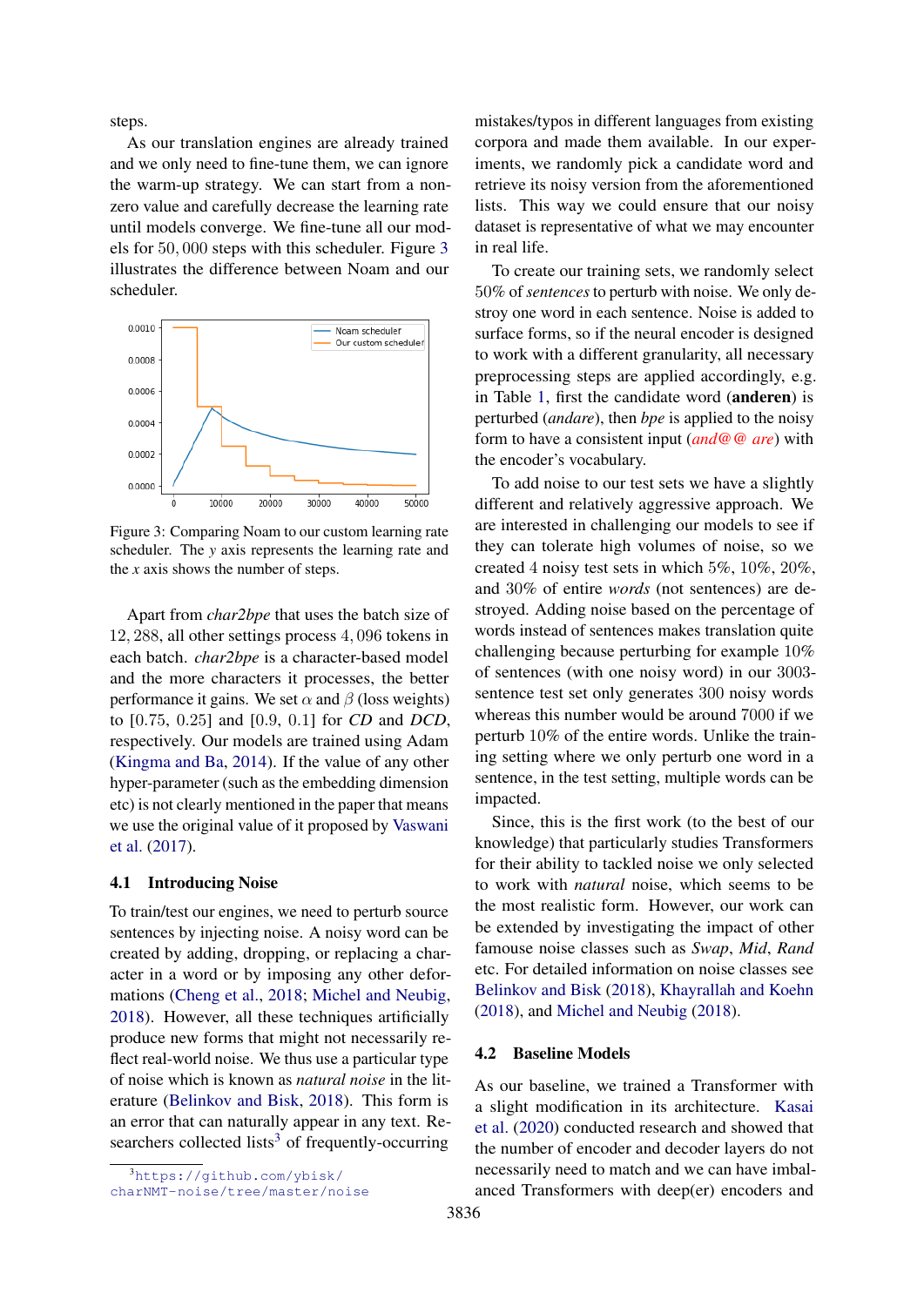steps.

As our translation engines are already trained and we only need to fine-tune them, we can ignore the warm-up strategy. We can start from a non-zero value and carefully decrease the learning rate until models converge. We fine-tune all our models for 50,000 steps with this scheduler. Figure 3 illustrates the difference between Noam and our scheduler.

Figure 3: Comparing Noam to our custom learning rate scheduler. The $y$ axis represents the learning rate and the $x$ axis shows the number of steps.

Apart from *char2bpe* that uses the batch size of 12,288, all other settings process 4,096 tokens in each batch. *char2bpe* is a character-based model and the more characters it processes, the better performance it gains. We set $\alpha$ and $\beta$ (loss weights) to [0.75, 0.25] and [0.9, 0.1] for *CD* and *DCD*, respectively. Our models are trained using Adam (Kingma and Ba, 2014). If the value of any other hyper-parameter (such as the embedding dimension etc) is not clearly mentioned in the paper that means we use the original value of it proposed by Vaswani et al. (2017).

### 4.1 Introducing Noise

To train/test our engines, we need to perturb source sentences by injecting noise. A noisy word can be created by adding, dropping, or replacing a character in a word or by imposing any other deformations (Cheng et al., 2018; Michel and Neubig, 2018). However, all these techniques artificially produce new forms that might not necessarily reflect real-world noise. We thus use a particular type of noise which is known as *natural noise* in the literature (Belinkov and Bisk, 2018). This form is an error that can naturally appear in any text. Researchers collected lists[3] of frequently-occurring mistakes/typos in different languages from existing corpora and made them available. In our experiments, we randomly pick a candidate word and retrieve its noisy version from the aforementioned lists. This way we could ensure that our noisy dataset is representative of what we may encounter in real life.

To create our training sets, we randomly select 50% of *sentences* to perturb with noise. We only destroy one word in each sentence. Noise is added to surface forms, so if the neural encoder is designed to work with a different granularity, all necessary preprocessing steps are applied accordingly, e.g. in Table 1, first the candidate word (**anderen**) is perturbed (*andare*), then *bpe* is applied to the noisy form to have a consistent input (*and@@ are*) with the encoder's vocabulary.

To add noise to our test sets we have a slightly different and relatively aggressive approach. We are interested in challenging our models to see if they can tolerate high volumes of noise, so we created 4 noisy test sets in which 5%, 10%, 20%, and 30% of entire *words* (not sentences) are destroyed. Adding noise based on the percentage of words instead of sentences makes translation quite challenging because perturbing for example 10% of sentences (with one noisy word) in our 3003-sentence test set only generates 300 noisy words whereas this number would be around 7000 if we perturb 10% of the entire words. Unlike the training setting where we only perturb one word in a sentence, in the test setting, multiple words can be impacted.

Since, this is the first work (to the best of our knowledge) that particularly studies Transformers for their ability to tackled noise we only selected to work with *natural* noise, which seems to be the most realistic form. However, our work can be extended by investigating the impact of other famous noise classes such as *Swap*, *Mid*, *Rand* etc. For detailed information on noise classes see Belinkov and Bisk (2018), Khayrallah and Koehn (2018), and Michel and Neubig (2018).

### 4.2 Baseline Models

As our baseline, we trained a Transformer with a slight modification in its architecture. Kasai et al. (2020) conducted research and showed that the number of encoder and decoder layers do not necessarily need to match and we can have imbalanced Transformers with deep(er) encoders and

[3] https://github.com/ybisk/charNMT-noise/tree/master/noise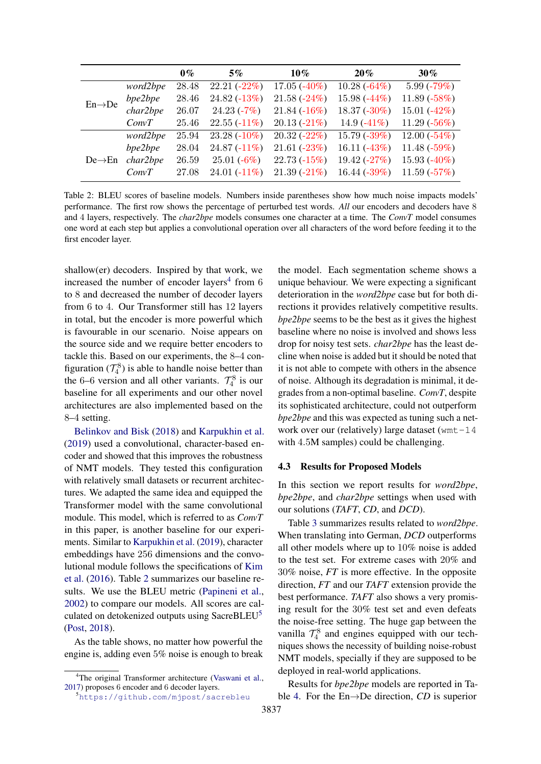| | | 0% | 5% | 10% | 20% | 30% |
|---|---|---|---|---|---|---|
| En→De | *word2bpe* | 28.48 | 22.21 (-22%) | 17.05 (-40%) | 10.28 (-64%) | 5.99 (-79%) |
| | *bpe2bpe* | 28.46 | 24.82 (-13%) | 21.58 (-24%) | 15.98 (-44%) | 11.89 (-58%) |
| | *char2bpe* | 26.07 | 24.23 (-7%) | 21.84 (-16%) | 18.37 (-30%) | 15.01 (-42%) |
| | *ConvT* | 25.46 | 22.55 (-11%) | 20.13 (-21%) | 14.9 (-41%) | 11.29 (-56%) |
| De→En | *word2bpe* | 25.94 | 23.28 (-10%) | 20.32 (-22%) | 15.79 (-39%) | 12.00 (-54%) |
| | *bpe2bpe* | 28.04 | 24.87 (-11%) | 21.61 (-23%) | 16.11 (-43%) | 11.48 (-59%) |
| | *char2bpe* | 26.59 | 25.01 (-6%) | 22.73 (-15%) | 19.42 (-27%) | 15.93 (-40%) |
| | *ConvT* | 27.08 | 24.01 (-11%) | 21.39 (-21%) | 16.44 (-39%) | 11.59 (-57%) |

Table 2: BLEU scores of baseline models. Numbers inside parentheses show how much noise impacts models' performance. The first row shows the percentage of perturbed test words. *All* our encoders and decoders have 8 and 4 layers, respectively. The *char2bpe* models consumes one character at a time. The *ConvT* model consumes one word at each step but applies a convolutional operation over all characters of the word before feeding it to the first encoder layer.

shallow(er) decoders. Inspired by that work, we increased the number of encoder layers[4] from 6 to 8 and decreased the number of decoder layers from 6 to 4. Our Transformer still has 12 layers in total, but the encoder is more powerful which is favourable in our scenario. Noise appears on the source side and we require better encoders to tackle this. Based on our experiments, the 8–4 configuration ($\mathcal{T}_4^8$) is able to handle noise better than the 6–6 version and all other variants. $\mathcal{T}_4^8$ is our baseline for all experiments and our other novel architectures are also implemented based on the 8–4 setting.

Belinkov and Bisk (2018) and Karpukhin et al. (2019) used a convolutional, character-based encoder and showed that this improves the robustness of NMT models. They tested this configuration with relatively small datasets or recurrent architectures. We adapted the same idea and equipped the Transformer model with the same convolutional module. This model, which is referred to as *ConvT* in this paper, is another baseline for our experiments. Similar to Karpukhin et al. (2019), character embeddings have 256 dimensions and the convolutional module follows the specifications of Kim et al. (2016). Table 2 summarizes our baseline results. We use the BLEU metric (Papineni et al., 2002) to compare our models. All scores are calculated on detokenized outputs using SacreBLEU[5] (Post, 2018).

As the table shows, no matter how powerful the engine is, adding even 5% noise is enough to break the model. Each segmentation scheme shows a unique behaviour. We were expecting a significant deterioration in the *word2bpe* case but for both directions it provides relatively competitive results. *bpe2bpe* seems to be the best as it gives the highest baseline where no noise is involved and shows less drop for noisy test sets. *char2bpe* has the least decline when noise is added but it should be noted that it is not able to compete with others in the absence of noise. Although its degradation is minimal, it degrades from a non-optimal baseline. *ConvT*, despite its sophisticated architecture, could not outperform *bpe2bpe* and this was expected as tuning such a network over our (relatively) large dataset (`wmt-14` with 4.5M samples) could be challenging.

### 4.3 Results for Proposed Models

In this section we report results for *word2bpe*, *bpe2bpe*, and *char2bpe* settings when used with our solutions (*TAFT*, *CD*, and *DCD*).

Table 3 summarizes results related to *word2bpe*. When translating into German, *DCD* outperforms all other models where up to 10% noise is added to the test set. For extreme cases with 20% and 30% noise, *FT* is more effective. In the opposite direction, *FT* and our *TAFT* extension provide the best performance. *TAFT* also shows a very promising result for the 30% test set and even defeats the noise-free setting. The huge gap between the vanilla $\mathcal{T}_4^8$ and engines equipped with our techniques shows the necessity of building noise-robust NMT models, specially if they are supposed to be deployed in real-world applications.

Results for *bpe2bpe* models are reported in Table 4. For the En→De direction, *CD* is superior

[4] The original Transformer architecture (Vaswani et al., 2017) proposes 6 encoder and 6 decoder layers.

[5] https://github.com/mjpost/sacrebleu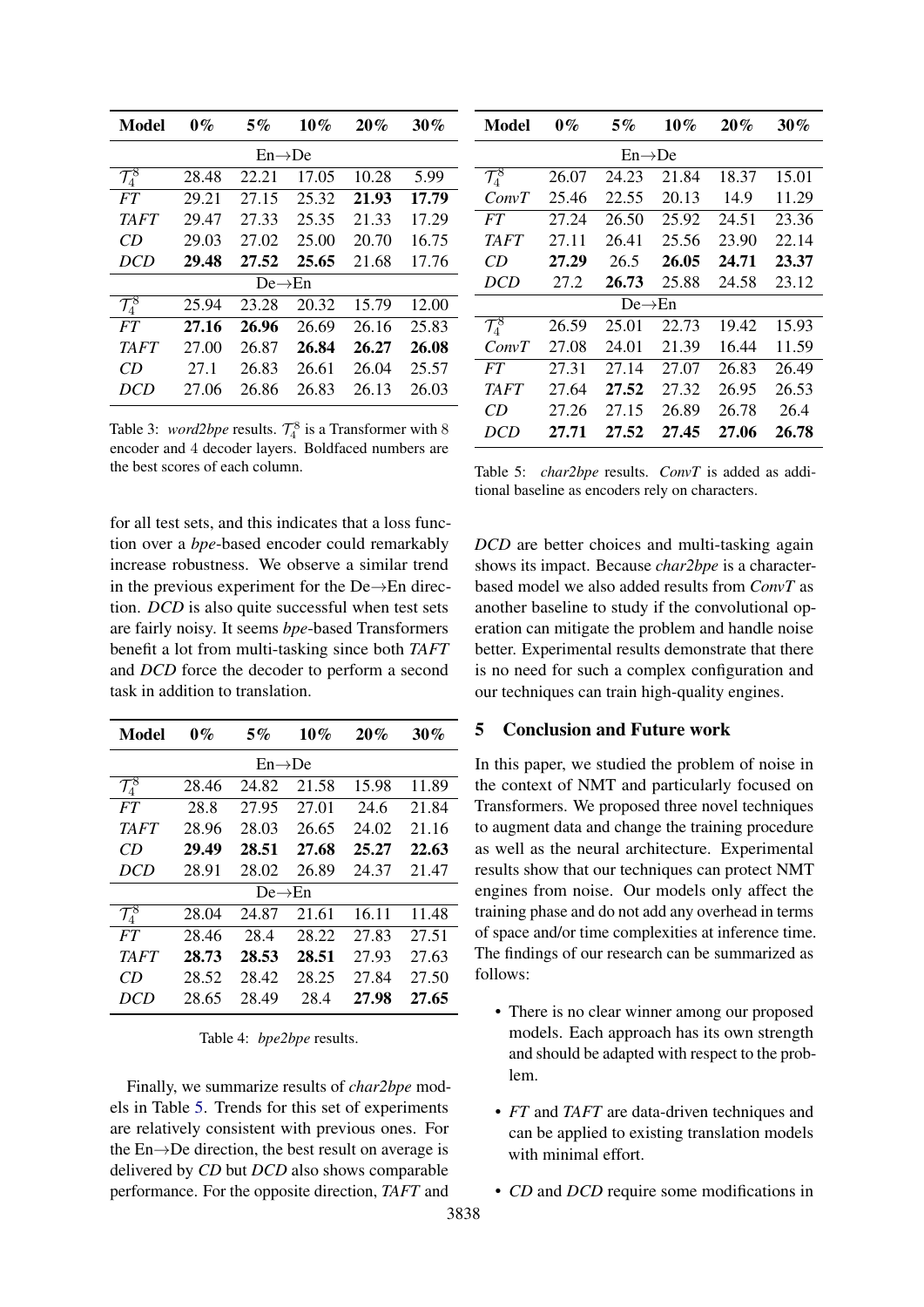| Model | 0% | 5% | 10% | 20% | 30% |
|---|---|---|---|---|---|
| | | En→De | | | |
| $\mathcal{T}_4^8$ | 28.48 | 22.21 | 17.05 | 10.28 | 5.99 |
| *FT* | 29.21 | 27.15 | 25.32 | **21.93** | **17.79** |
| *TAFT* | 29.47 | 27.33 | 25.35 | 21.33 | 17.29 |
| *CD* | 29.03 | 27.02 | 25.00 | 20.70 | 16.75 |
| *DCD* | **29.48** | **27.52** | **25.65** | 21.68 | 17.76 |
| | | De→En | | | |
| $\mathcal{T}_4^8$ | 25.94 | 23.28 | 20.32 | 15.79 | 12.00 |
| *FT* | **27.16** | **26.96** | 26.69 | 26.16 | 25.83 |
| *TAFT* | 27.00 | 26.87 | **26.84** | **26.27** | **26.08** |
| *CD* | 27.1 | 26.83 | 26.61 | 26.04 | 25.57 |
| *DCD* | 27.06 | 26.86 | 26.83 | 26.13 | 26.03 |

Table 3: *word2bpe* results. $\mathcal{T}_4^8$ is a Transformer with 8 encoder and 4 decoder layers. Boldfaced numbers are the best scores of each column.

for all test sets, and this indicates that a loss function over a *bpe*-based encoder could remarkably increase robustness. We observe a similar trend in the previous experiment for the De→En direction. *DCD* is also quite successful when test sets are fairly noisy. It seems *bpe*-based Transformers benefit a lot from multi-tasking since both *TAFT* and *DCD* force the decoder to perform a second task in addition to translation.

| Model | 0% | 5% | 10% | 20% | 30% |
|---|---|---|---|---|---|
| | | En→De | | | |
| $\mathcal{T}_4^8$ | 28.46 | 24.82 | 21.58 | 15.98 | 11.89 |
| *FT* | 28.8 | 27.95 | 27.01 | 24.6 | 21.84 |
| *TAFT* | 28.96 | 28.03 | 26.65 | 24.02 | 21.16 |
| *CD* | **29.49** | **28.51** | **27.68** | **25.27** | **22.63** |
| *DCD* | 28.91 | 28.02 | 26.89 | 24.37 | 21.47 |
| | | De→En | | | |
| $\mathcal{T}_4^8$ | 28.04 | 24.87 | 21.61 | 16.11 | 11.48 |
| *FT* | 28.46 | 28.4 | 28.22 | 27.83 | 27.51 |
| *TAFT* | **28.73** | **28.53** | **28.51** | 27.93 | 27.63 |
| *CD* | 28.52 | 28.42 | 28.25 | 27.84 | 27.50 |
| *DCD* | 28.65 | 28.49 | 28.4 | **27.98** | **27.65** |

Table 4: *bpe2bpe* results.

Finally, we summarize results of *char2bpe* models in Table 5. Trends for this set of experiments are relatively consistent with previous ones. For the En→De direction, the best result on average is delivered by *CD* but *DCD* also shows comparable performance. For the opposite direction, *TAFT* and *DCD* are better choices and multi-tasking again shows its impact. Because *char2bpe* is a character-based model we also added results from *ConvT* as another baseline to study if the convolutional operation can mitigate the problem and handle noise better. Experimental results demonstrate that there is no need for such a complex configuration and our techniques can train high-quality engines.

| Model | 0% | 5% | 10% | 20% | 30% |
|---|---|---|---|---|---|
| | | En→De | | | |
| $\mathcal{T}_4^8$ | 26.07 | 24.23 | 21.84 | 18.37 | 15.01 |
| *ConvT* | 25.46 | 22.55 | 20.13 | 14.9 | 11.29 |
| *FT* | 27.24 | 26.50 | 25.92 | 24.51 | 23.36 |
| *TAFT* | 27.11 | 26.41 | 25.56 | 23.90 | 22.14 |
| *CD* | **27.29** | 26.5 | **26.05** | **24.71** | **23.37** |
| *DCD* | 27.2 | **26.73** | 25.88 | 24.58 | 23.12 |
| | | De→En | | | |
| $\mathcal{T}_4^8$ | 26.59 | 25.01 | 22.73 | 19.42 | 15.93 |
| *ConvT* | 27.08 | 24.01 | 21.39 | 16.44 | 11.59 |
| *FT* | 27.31 | 27.14 | 27.07 | 26.83 | 26.49 |
| *TAFT* | 27.64 | **27.52** | 27.32 | 26.95 | 26.53 |
| *CD* | 27.26 | 27.15 | 26.89 | 26.78 | 26.4 |
| *DCD* | **27.71** | **27.52** | **27.45** | **27.06** | **26.78** |

Table 5: *char2bpe* results. *ConvT* is added as additional baseline as encoders rely on characters.

## 5 Conclusion and Future work

In this paper, we studied the problem of noise in the context of NMT and particularly focused on Transformers. We proposed three novel techniques to augment data and change the training procedure as well as the neural architecture. Experimental results show that our techniques can protect NMT engines from noise. Our models only affect the training phase and do not add any overhead in terms of space and/or time complexities at inference time. The findings of our research can be summarized as follows:

- There is no clear winner among our proposed models. Each approach has its own strength and should be adapted with respect to the problem.
- *FT* and *TAFT* are data-driven techniques and can be applied to existing translation models with minimal effort.
- *CD* and *DCD* require some modifications in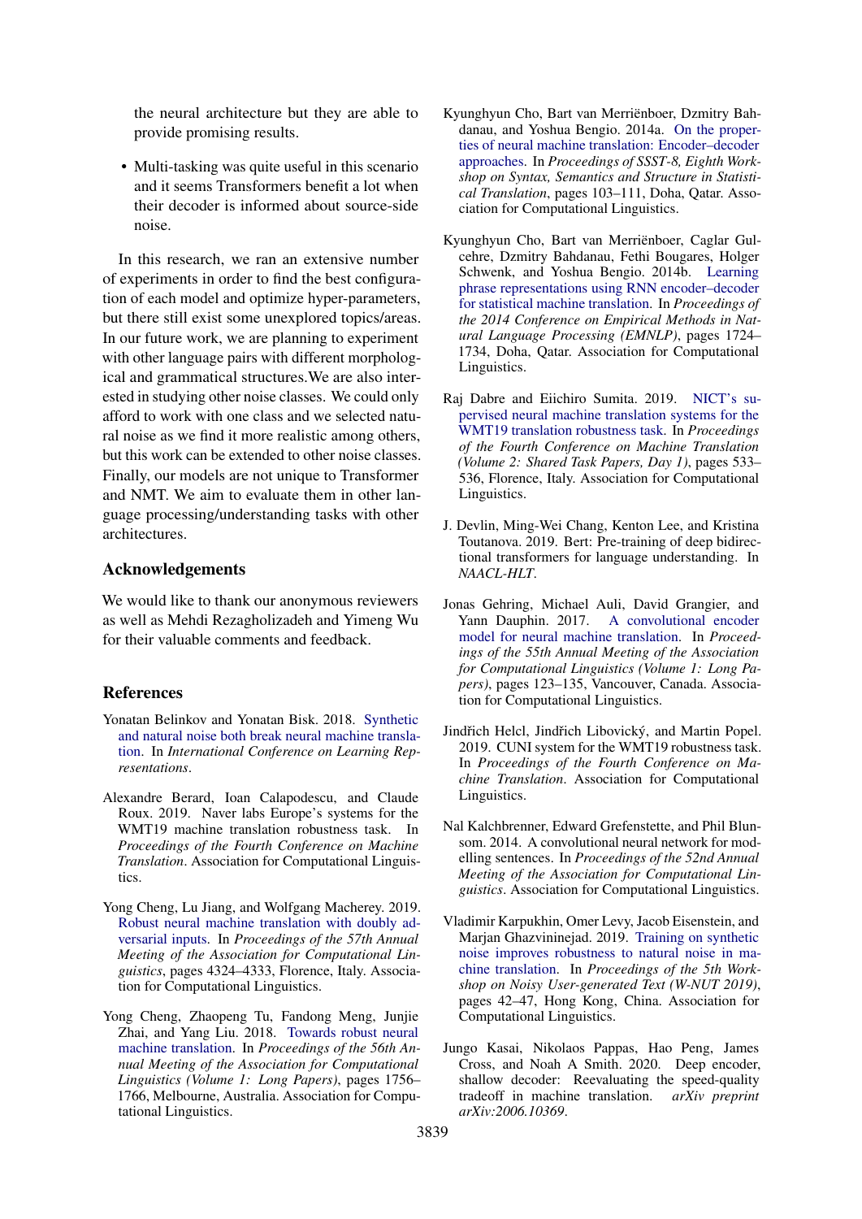the neural architecture but they are able to provide promising results.

- Multi-tasking was quite useful in this scenario and it seems Transformers benefit a lot when their decoder is informed about source-side noise.

In this research, we ran an extensive number of experiments in order to find the best configuration of each model and optimize hyper-parameters, but there still exist some unexplored topics/areas. In our future work, we are planning to experiment with other language pairs with different morphological and grammatical structures.We are also interested in studying other noise classes. We could only afford to work with one class and we selected natural noise as we find it more realistic among others, but this work can be extended to other noise classes. Finally, our models are not unique to Transformer and NMT. We aim to evaluate them in other language processing/understanding tasks with other architectures.

## Acknowledgements

We would like to thank our anonymous reviewers as well as Mehdi Rezagholizadeh and Yimeng Wu for their valuable comments and feedback.

## References

Yonatan Belinkov and Yonatan Bisk. 2018. Synthetic and natural noise both break neural machine translation. In *International Conference on Learning Representations*.

Alexandre Berard, Ioan Calapodescu, and Claude Roux. 2019. Naver labs Europe's systems for the WMT19 machine translation robustness task. In *Proceedings of the Fourth Conference on Machine Translation*. Association for Computational Linguistics.

Yong Cheng, Lu Jiang, and Wolfgang Macherey. 2019. Robust neural machine translation with doubly adversarial inputs. In *Proceedings of the 57th Annual Meeting of the Association for Computational Linguistics*, pages 4324–4333, Florence, Italy. Association for Computational Linguistics.

Yong Cheng, Zhaopeng Tu, Fandong Meng, Junjie Zhai, and Yang Liu. 2018. Towards robust neural machine translation. In *Proceedings of the 56th Annual Meeting of the Association for Computational Linguistics (Volume 1: Long Papers)*, pages 1756–1766, Melbourne, Australia. Association for Computational Linguistics.

Kyunghyun Cho, Bart van Merriënboer, Dzmitry Bahdanau, and Yoshua Bengio. 2014a. On the properties of neural machine translation: Encoder–decoder approaches. In *Proceedings of SSST-8, Eighth Workshop on Syntax, Semantics and Structure in Statistical Translation*, pages 103–111, Doha, Qatar. Association for Computational Linguistics.

Kyunghyun Cho, Bart van Merriënboer, Caglar Gulcehre, Dzmitry Bahdanau, Fethi Bougares, Holger Schwenk, and Yoshua Bengio. 2014b. Learning phrase representations using RNN encoder–decoder for statistical machine translation. In *Proceedings of the 2014 Conference on Empirical Methods in Natural Language Processing (EMNLP)*, pages 1724–1734, Doha, Qatar. Association for Computational Linguistics.

Raj Dabre and Eiichiro Sumita. 2019. NICT's supervised neural machine translation systems for the WMT19 translation robustness task. In *Proceedings of the Fourth Conference on Machine Translation (Volume 2: Shared Task Papers, Day 1)*, pages 533–536, Florence, Italy. Association for Computational Linguistics.

J. Devlin, Ming-Wei Chang, Kenton Lee, and Kristina Toutanova. 2019. Bert: Pre-training of deep bidirectional transformers for language understanding. In *NAACL-HLT*.

Jonas Gehring, Michael Auli, David Grangier, and Yann Dauphin. 2017. A convolutional encoder model for neural machine translation. In *Proceedings of the 55th Annual Meeting of the Association for Computational Linguistics (Volume 1: Long Papers)*, pages 123–135, Vancouver, Canada. Association for Computational Linguistics.

Jindřich Helcl, Jindřich Libovický, and Martin Popel. 2019. CUNI system for the WMT19 robustness task. In *Proceedings of the Fourth Conference on Machine Translation*. Association for Computational Linguistics.

Nal Kalchbrenner, Edward Grefenstette, and Phil Blunsom. 2014. A convolutional neural network for modelling sentences. In *Proceedings of the 52nd Annual Meeting of the Association for Computational Linguistics*. Association for Computational Linguistics.

Vladimir Karpukhin, Omer Levy, Jacob Eisenstein, and Marjan Ghazvininejad. 2019. Training on synthetic noise improves robustness to natural noise in machine translation. In *Proceedings of the 5th Workshop on Noisy User-generated Text (W-NUT 2019)*, pages 42–47, Hong Kong, China. Association for Computational Linguistics.

Jungo Kasai, Nikolaos Pappas, Hao Peng, James Cross, and Noah A Smith. 2020. Deep encoder, shallow decoder: Reevaluating the speed-quality tradeoff in machine translation. *arXiv preprint arXiv:2006.10369*.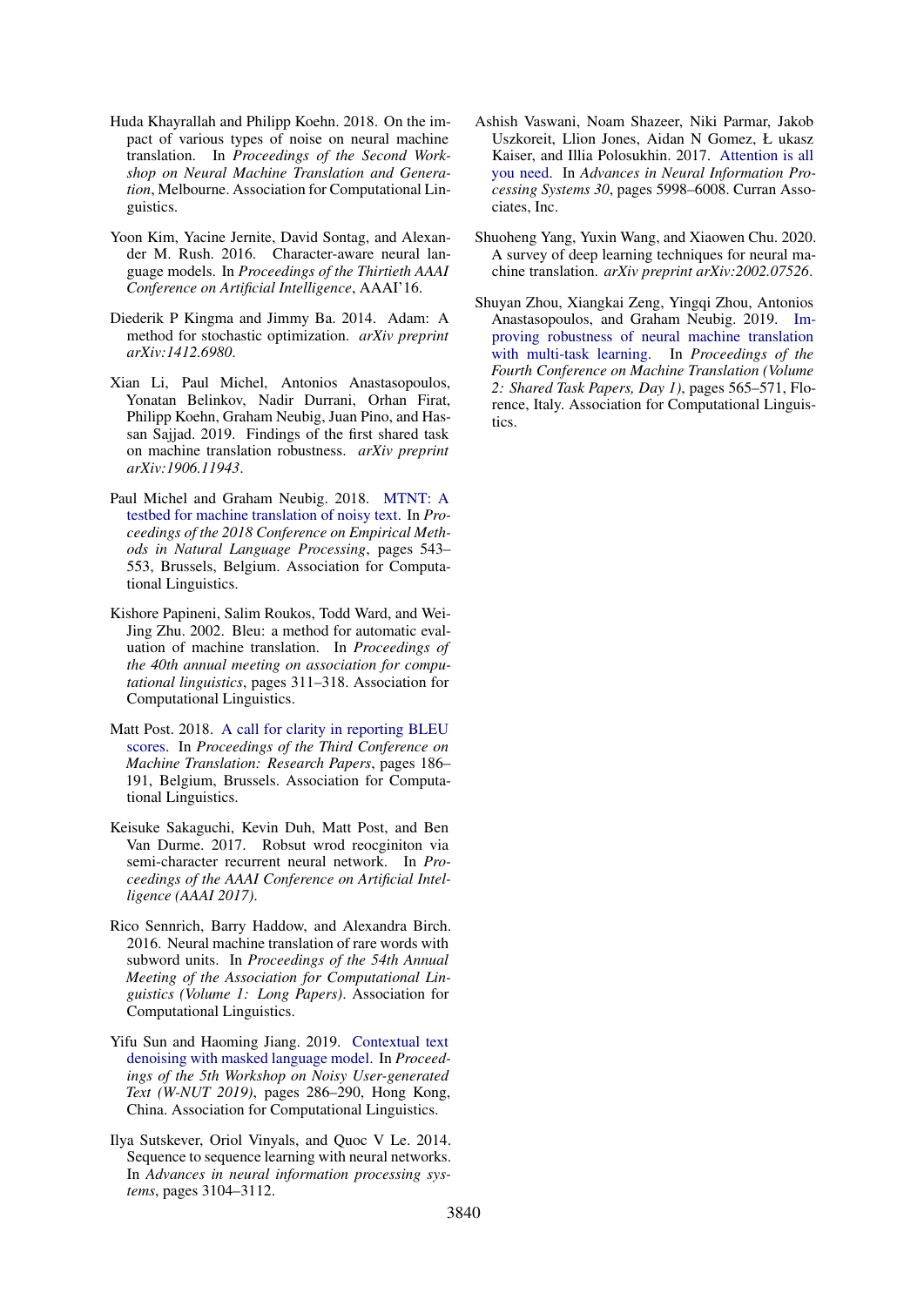Huda Khayrallah and Philipp Koehn. 2018. On the impact of various types of noise on neural machine translation. In *Proceedings of the Second Workshop on Neural Machine Translation and Generation*, Melbourne. Association for Computational Linguistics.

Yoon Kim, Yacine Jernite, David Sontag, and Alexander M. Rush. 2016. Character-aware neural language models. In *Proceedings of the Thirtieth AAAI Conference on Artificial Intelligence*, AAAI'16.

Diederik P Kingma and Jimmy Ba. 2014. Adam: A method for stochastic optimization. *arXiv preprint arXiv:1412.6980*.

Xian Li, Paul Michel, Antonios Anastasopoulos, Yonatan Belinkov, Nadir Durrani, Orhan Firat, Philipp Koehn, Graham Neubig, Juan Pino, and Hassan Sajjad. 2019. Findings of the first shared task on machine translation robustness. *arXiv preprint arXiv:1906.11943*.

Paul Michel and Graham Neubig. 2018. MTNT: A testbed for machine translation of noisy text. In *Proceedings of the 2018 Conference on Empirical Methods in Natural Language Processing*, pages 543–553, Brussels, Belgium. Association for Computational Linguistics.

Kishore Papineni, Salim Roukos, Todd Ward, and Wei-Jing Zhu. 2002. Bleu: a method for automatic evaluation of machine translation. In *Proceedings of the 40th annual meeting on association for computational linguistics*, pages 311–318. Association for Computational Linguistics.

Matt Post. 2018. A call for clarity in reporting BLEU scores. In *Proceedings of the Third Conference on Machine Translation: Research Papers*, pages 186–191, Belgium, Brussels. Association for Computational Linguistics.

Keisuke Sakaguchi, Kevin Duh, Matt Post, and Ben Van Durme. 2017. Robsut wrod reocginiton via semi-character recurrent neural network. In *Proceedings of the AAAI Conference on Artificial Intelligence (AAAI 2017)*.

Rico Sennrich, Barry Haddow, and Alexandra Birch. 2016. Neural machine translation of rare words with subword units. In *Proceedings of the 54th Annual Meeting of the Association for Computational Linguistics (Volume 1: Long Papers)*. Association for Computational Linguistics.

Yifu Sun and Haoming Jiang. 2019. Contextual text denoising with masked language model. In *Proceedings of the 5th Workshop on Noisy User-generated Text (W-NUT 2019)*, pages 286–290, Hong Kong, China. Association for Computational Linguistics.

Ilya Sutskever, Oriol Vinyals, and Quoc V Le. 2014. Sequence to sequence learning with neural networks. In *Advances in neural information processing systems*, pages 3104–3112.

Ashish Vaswani, Noam Shazeer, Niki Parmar, Jakob Uszkoreit, Llion Jones, Aidan N Gomez, Ł ukasz Kaiser, and Illia Polosukhin. 2017. Attention is all you need. In *Advances in Neural Information Processing Systems 30*, pages 5998–6008. Curran Associates, Inc.

Shuoheng Yang, Yuxin Wang, and Xiaowen Chu. 2020. A survey of deep learning techniques for neural machine translation. *arXiv preprint arXiv:2002.07526*.

Shuyan Zhou, Xiangkai Zeng, Yingqi Zhou, Antonios Anastasopoulos, and Graham Neubig. 2019. Improving robustness of neural machine translation with multi-task learning. In *Proceedings of the Fourth Conference on Machine Translation (Volume 2: Shared Task Papers, Day 1)*, pages 565–571, Florence, Italy. Association for Computational Linguistics.